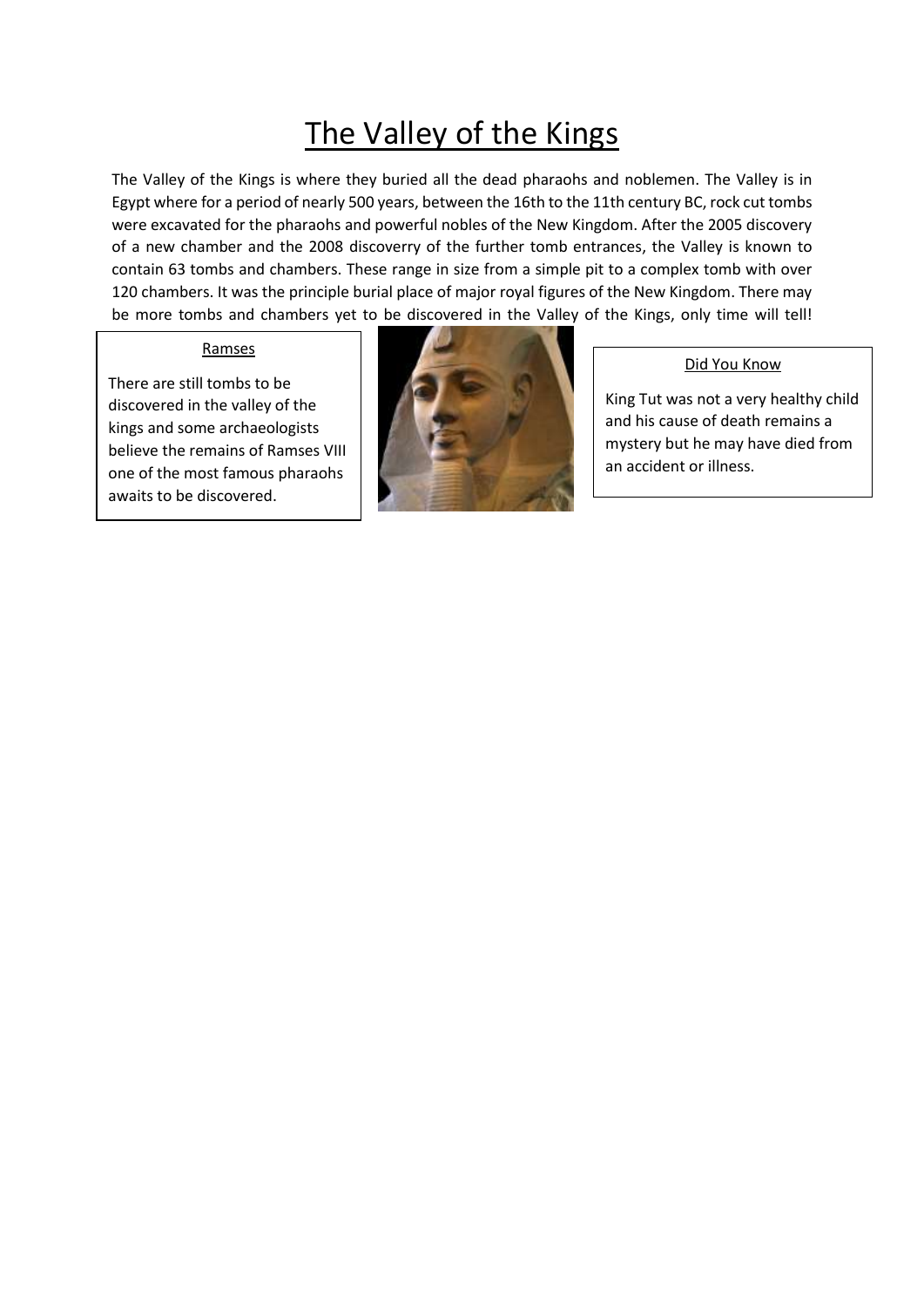# The Valley of the Kings

The Valley of the Kings is where they buried all the dead pharaohs and noblemen. The Valley is in Egypt where for a period of nearly 500 years, between the 16th to the 11th century BC, rock cut tombs were excavated for the pharaohs and powerful nobles of the New Kingdom. After the 2005 discovery of a new chamber and the 2008 discoverry of the further tomb entrances, the Valley is known to contain 63 tombs and chambers. These range in size from a simple pit to a complex tomb with over 120 chambers. It was the principle burial place of major royal figures of the New Kingdom. There may be more tombs and chambers yet to be discovered in the Valley of the Kings, only time will tell!

## Ramses

There are still tombs to be discovered in the valley of the kings and some archaeologists believe the remains of Ramses VIII one of the most famous pharaohs awaits to be discovered.

## Did You Know

King Tut was not a very healthy child and his cause of death remains a mystery but he may have died from an accident or illness.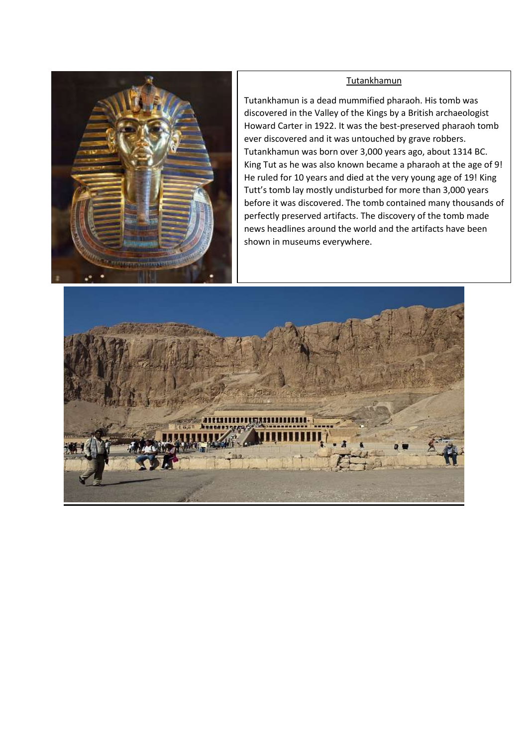## Tutankhamun

Tutankhamun is a dead mummified pharaoh. His tomb was discovered in the Valley of the Kings by a British archaeologist Howard Carter in 1922. It was the best-preserved pharaoh tomb ever discovered and it was untouched by grave robbers. Tutankhamun was born over 3,000 years ago, about 1314 BC. King Tut as he was also known became a pharaoh at the age of 9! He ruled for 10 years and died at the very young age of 19! King Tutt's tomb lay mostly undisturbed for more than 3,000 years before it was discovered. The tomb contained many thousands of perfectly preserved artifacts. The discovery of the tomb made news headlines around the world and the artifacts have been shown in museums everywhere.